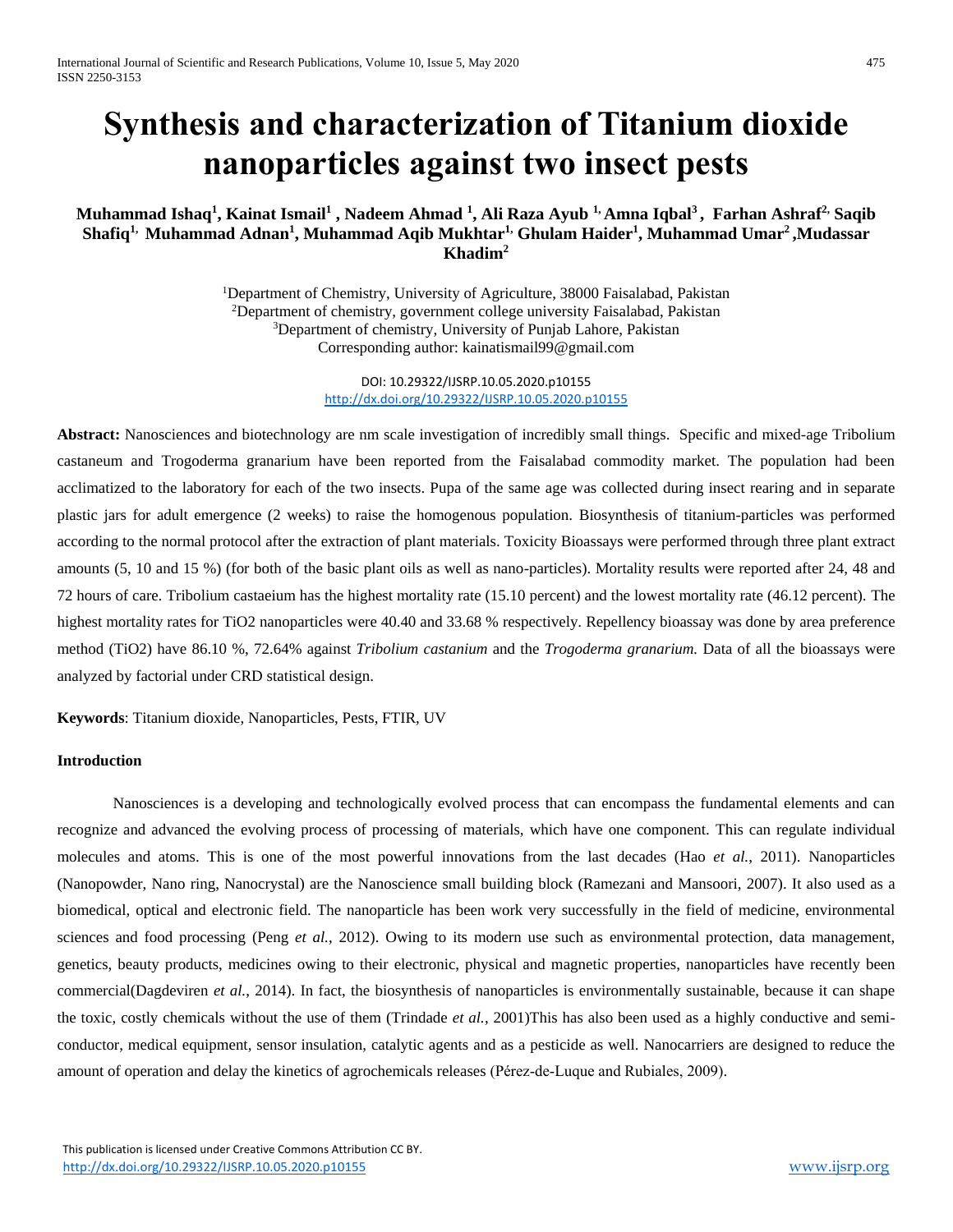# Synthesis and characterization of Titanium dioxide nanoparticles against two insect pests

**Muhammad Ishaq[1], Kainat Ismail[1] , Nadeem Ahmad [1], Ali Raza Ayub [1], Amna Iqbal[3] , Farhan Ashraf[2], Saqib Shafiq[1], Muhammad Adnan[1], Muhammad Aqib Mukhtar[1], Ghulam Haider[1], Muhammad Umar[2] ,Mudassar Khadim[2]**

[1]Department of Chemistry, University of Agriculture, 38000 Faisalabad, Pakistan
[2]Department of chemistry, government college university Faisalabad, Pakistan
[3]Department of chemistry, University of Punjab Lahore, Pakistan
Corresponding author: kainatismail99@gmail.com

DOI: 10.29322/IJSRP.10.05.2020.p10155
http://dx.doi.org/10.29322/IJSRP.10.05.2020.p10155

**Abstract:** Nanosciences and biotechnology are nm scale investigation of incredibly small things. Specific and mixed-age Tribolium castaneum and Trogoderma granarium have been reported from the Faisalabad commodity market. The population had been acclimatized to the laboratory for each of the two insects. Pupa of the same age was collected during insect rearing and in separate plastic jars for adult emergence (2 weeks) to raise the homogenous population. Biosynthesis of titanium-particles was performed according to the normal protocol after the extraction of plant materials. Toxicity Bioassays were performed through three plant extract amounts (5, 10 and 15 %) (for both of the basic plant oils as well as nano-particles). Mortality results were reported after 24, 48 and 72 hours of care. Tribolium castaeium has the highest mortality rate (15.10 percent) and the lowest mortality rate (46.12 percent). The highest mortality rates for TiO2 nanoparticles were 40.40 and 33.68 % respectively. Repellency bioassay was done by area preference method (TiO2) have 86.10 %, 72.64% against *Tribolium castanium* and the *Trogoderma granarium.* Data of all the bioassays were analyzed by factorial under CRD statistical design.

**Keywords**: Titanium dioxide, Nanoparticles, Pests, FTIR, UV

## Introduction

Nanosciences is a developing and technologically evolved process that can encompass the fundamental elements and can recognize and advanced the evolving process of processing of materials, which have one component. This can regulate individual molecules and atoms. This is one of the most powerful innovations from the last decades (Hao *et al.*, 2011). Nanoparticles (Nanopowder, Nano ring, Nanocrystal) are the Nanoscience small building block (Ramezani and Mansoori, 2007). It also used as a biomedical, optical and electronic field. The nanoparticle has been work very successfully in the field of medicine, environmental sciences and food processing (Peng *et al.*, 2012). Owing to its modern use such as environmental protection, data management, genetics, beauty products, medicines owing to their electronic, physical and magnetic properties, nanoparticles have recently been commercial(Dagdeviren *et al.*, 2014). In fact, the biosynthesis of nanoparticles is environmentally sustainable, because it can shape the toxic, costly chemicals without the use of them (Trindade *et al.*, 2001)This has also been used as a highly conductive and semi-conductor, medical equipment, sensor insulation, catalytic agents and as a pesticide as well. Nanocarriers are designed to reduce the amount of operation and delay the kinetics of agrochemicals releases (Pérez-de-Luque and Rubiales, 2009).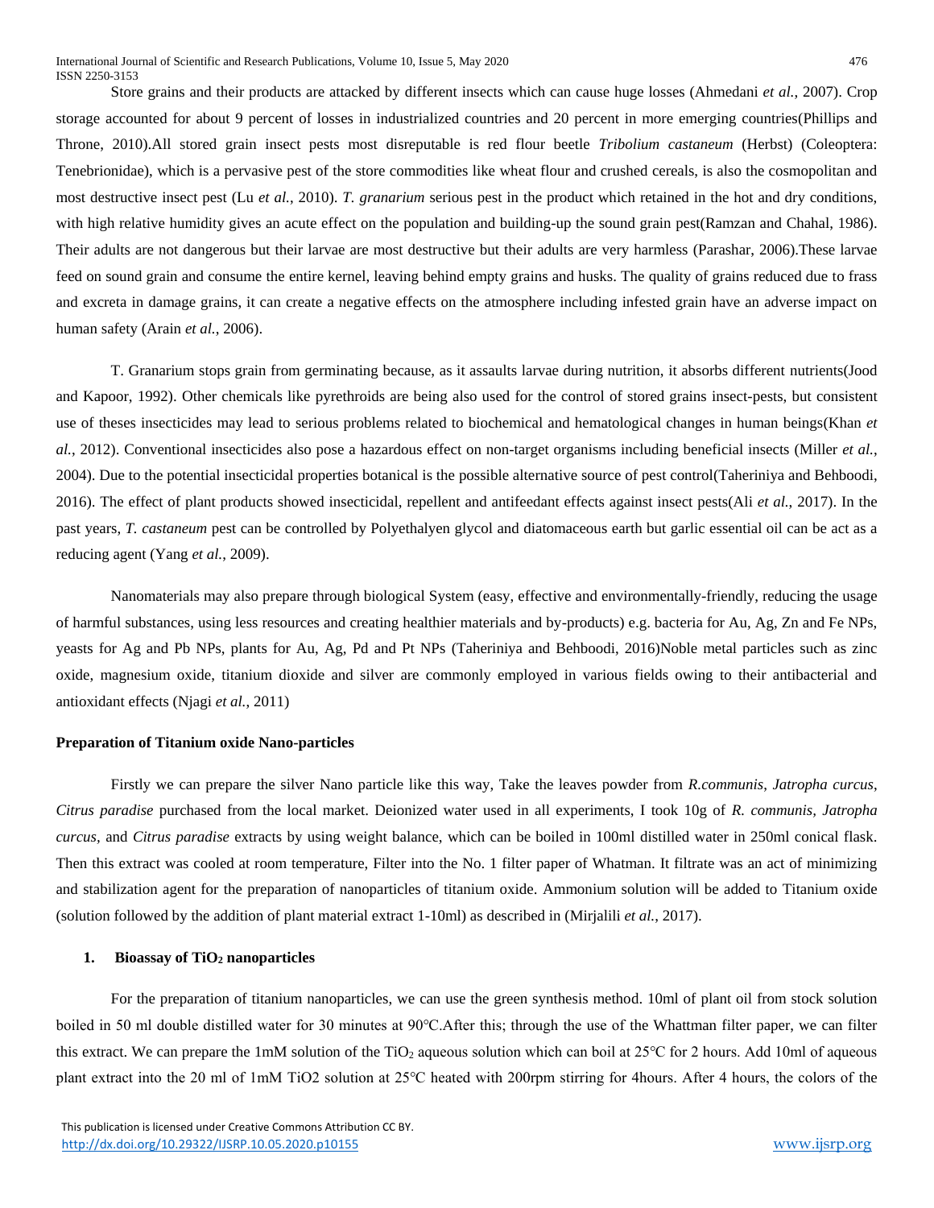Store grains and their products are attacked by different insects which can cause huge losses (Ahmedani *et al.*, 2007). Crop storage accounted for about 9 percent of losses in industrialized countries and 20 percent in more emerging countries(Phillips and Throne, 2010).All stored grain insect pests most disreputable is red flour beetle *Tribolium castaneum* (Herbst) (Coleoptera: Tenebrionidae), which is a pervasive pest of the store commodities like wheat flour and crushed cereals, is also the cosmopolitan and most destructive insect pest (Lu *et al.*, 2010). *T. granarium* serious pest in the product which retained in the hot and dry conditions, with high relative humidity gives an acute effect on the population and building-up the sound grain pest(Ramzan and Chahal, 1986). Their adults are not dangerous but their larvae are most destructive but their adults are very harmless (Parashar, 2006).These larvae feed on sound grain and consume the entire kernel, leaving behind empty grains and husks. The quality of grains reduced due to frass and excreta in damage grains, it can create a negative effects on the atmosphere including infested grain have an adverse impact on human safety (Arain *et al.*, 2006).

T. Granarium stops grain from germinating because, as it assaults larvae during nutrition, it absorbs different nutrients(Jood and Kapoor, 1992). Other chemicals like pyrethroids are being also used for the control of stored grains insect-pests, but consistent use of theses insecticides may lead to serious problems related to biochemical and hematological changes in human beings(Khan *et al.*, 2012). Conventional insecticides also pose a hazardous effect on non-target organisms including beneficial insects (Miller *et al.*, 2004). Due to the potential insecticidal properties botanical is the possible alternative source of pest control(Taheriniya and Behboodi, 2016). The effect of plant products showed insecticidal, repellent and antifeedant effects against insect pests(Ali *et al.*, 2017). In the past years, *T. castaneum* pest can be controlled by Polyethalyen glycol and diatomaceous earth but garlic essential oil can be act as a reducing agent (Yang *et al.*, 2009).

Nanomaterials may also prepare through biological System (easy, effective and environmentally-friendly, reducing the usage of harmful substances, using less resources and creating healthier materials and by-products) e.g. bacteria for Au, Ag, Zn and Fe NPs, yeasts for Ag and Pb NPs, plants for Au, Ag, Pd and Pt NPs (Taheriniya and Behboodi, 2016)Noble metal particles such as zinc oxide, magnesium oxide, titanium dioxide and silver are commonly employed in various fields owing to their antibacterial and antioxidant effects (Njagi *et al.*, 2011)

**Preparation of Titanium oxide Nano-particles**

Firstly we can prepare the silver Nano particle like this way, Take the leaves powder from *R.communis*, *Jatropha curcus*, *Citrus paradise* purchased from the local market. Deionized water used in all experiments, I took 10g of *R. communis, Jatropha curcus*, and *Citrus paradise* extracts by using weight balance, which can be boiled in 100ml distilled water in 250ml conical flask. Then this extract was cooled at room temperature, Filter into the No. 1 filter paper of Whatman. It filtrate was an act of minimizing and stabilization agent for the preparation of nanoparticles of titanium oxide. Ammonium solution will be added to Titanium oxide (solution followed by the addition of plant material extract 1-10ml) as described in (Mirjalili *et al.*, 2017).

**1. Bioassay of $TiO_2$ nanoparticles**

For the preparation of titanium nanoparticles, we can use the green synthesis method. 10ml of plant oil from stock solution boiled in 50 ml double distilled water for 30 minutes at 90°C.After this; through the use of the Whattman filter paper, we can filter this extract. We can prepare the 1mM solution of the $TiO_2$ aqueous solution which can boil at 25°C for 2 hours. Add 10ml of aqueous plant extract into the 20 ml of 1mM TiO2 solution at 25°C heated with 200rpm stirring for 4hours. After 4 hours, the colors of the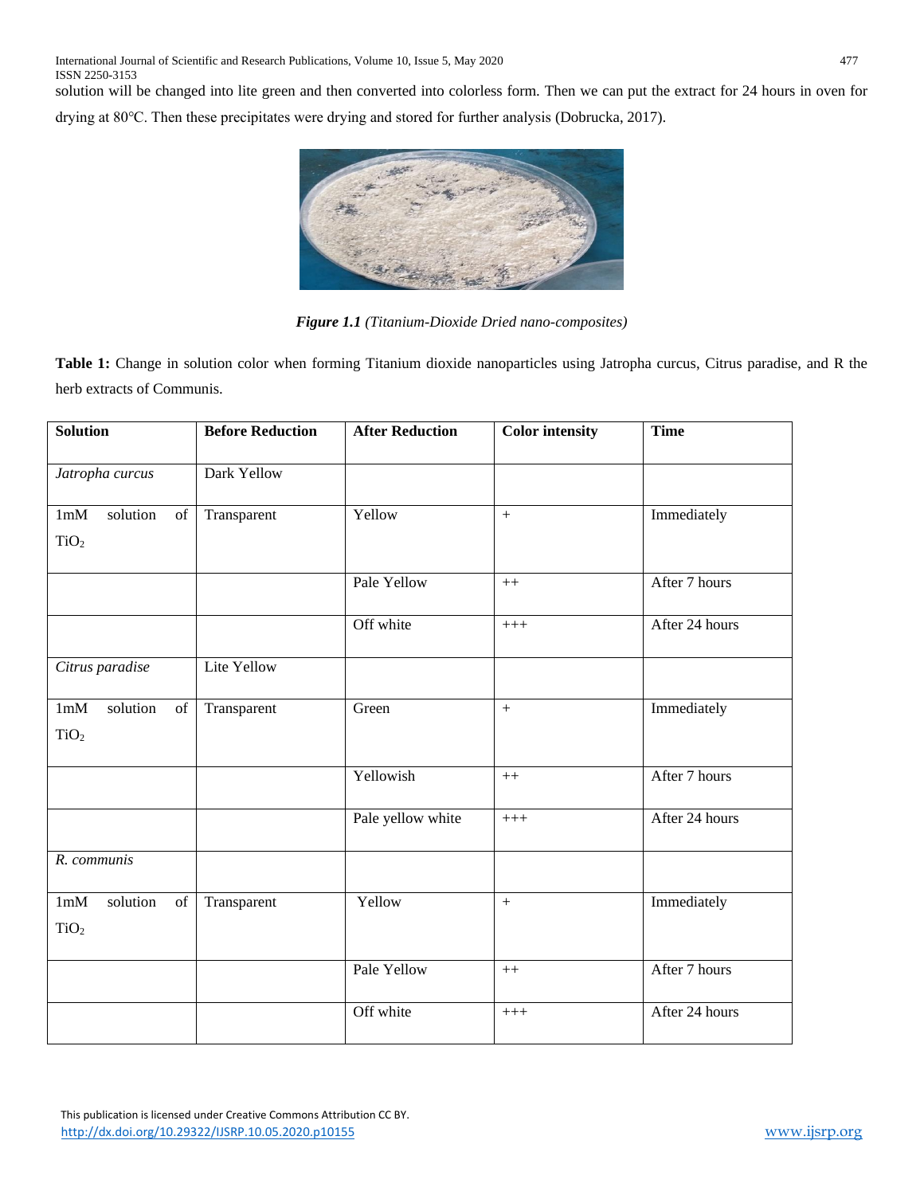solution will be changed into lite green and then converted into colorless form. Then we can put the extract for 24 hours in oven for drying at 80°C. Then these precipitates were drying and stored for further analysis (Dobrucka, 2017).

***Figure 1.1*** *(Titanium-Dioxide Dried nano-composites)*

**Table 1:** Change in solution color when forming Titanium dioxide nanoparticles using Jatropha curcus, Citrus paradise, and R the herb extracts of Communis.

| **Solution** | **Before Reduction** | **After Reduction** | **Color intensity** | **Time** |
|---|---|---|---|---|
| *Jatropha curcus* | Dark Yellow | | | |
| 1mM solution of $TiO_2$ | Transparent | Yellow | + | Immediately |
| | | Pale Yellow | ++ | After 7 hours |
| | | Off white | +++ | After 24 hours |
| *Citrus paradise* | Lite Yellow | | | |
| 1mM solution of $TiO_2$ | Transparent | Green | + | Immediately |
| | | Yellowish | ++ | After 7 hours |
| | | Pale yellow white | +++ | After 24 hours |
| *R. communis* | | | | |
| 1mM solution of $TiO_2$ | Transparent | Yellow | + | Immediately |
| | | Pale Yellow | ++ | After 7 hours |
| | | Off white | +++ | After 24 hours |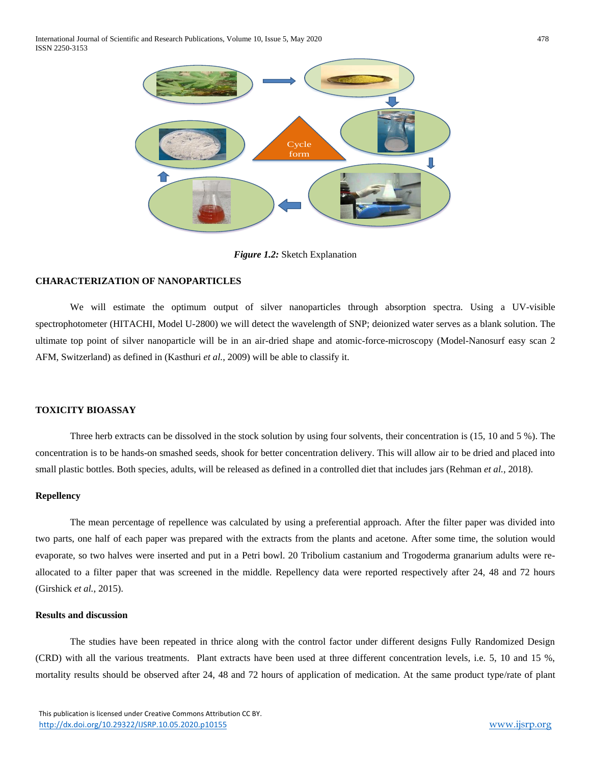Cycle form

*Figure 1.2:* Sketch Explanation

## CHARACTERIZATION OF NANOPARTICLES

We will estimate the optimum output of silver nanoparticles through absorption spectra. Using a UV-visible spectrophotometer (HITACHI, Model U-2800) we will detect the wavelength of SNP; deionized water serves as a blank solution. The ultimate top point of silver nanoparticle will be in an air-dried shape and atomic-force-microscopy (Model-Nanosurf easy scan 2 AFM, Switzerland) as defined in (Kasthuri *et al.*, 2009) will be able to classify it.

## TOXICITY BIOASSAY

Three herb extracts can be dissolved in the stock solution by using four solvents, their concentration is (15, 10 and 5 %). The concentration is to be hands-on smashed seeds, shook for better concentration delivery. This will allow air to be dried and placed into small plastic bottles. Both species, adults, will be released as defined in a controlled diet that includes jars (Rehman *et al.*, 2018).

### Repellency

The mean percentage of repellence was calculated by using a preferential approach. After the filter paper was divided into two parts, one half of each paper was prepared with the extracts from the plants and acetone. After some time, the solution would evaporate, so two halves were inserted and put in a Petri bowl. 20 Tribolium castanium and Trogoderma granarium adults were re-allocated to a filter paper that was screened in the middle. Repellency data were reported respectively after 24, 48 and 72 hours (Girshick *et al.*, 2015).

### Results and discussion

The studies have been repeated in thrice along with the control factor under different designs Fully Randomized Design (CRD) with all the various treatments. Plant extracts have been used at three different concentration levels, i.e. 5, 10 and 15 %, mortality results should be observed after 24, 48 and 72 hours of application of medication. At the same product type/rate of plant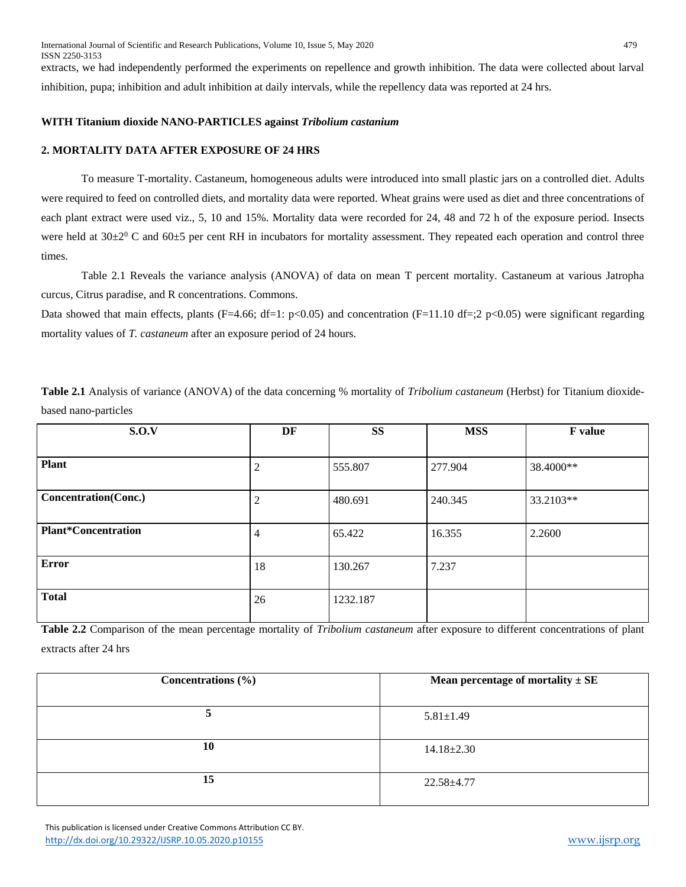extracts, we had independently performed the experiments on repellence and growth inhibition. The data were collected about larval inhibition, pupa; inhibition and adult inhibition at daily intervals, while the repellency data was reported at 24 hrs.

**WITH Titanium dioxide NANO-PARTICLES against *Tribolium castanium***

## 2. MORTALITY DATA AFTER EXPOSURE OF 24 HRS

To measure T-mortality. Castaneum, homogeneous adults were introduced into small plastic jars on a controlled diet. Adults were required to feed on controlled diets, and mortality data were reported. Wheat grains were used as diet and three concentrations of each plant extract were used viz., 5, 10 and 15%. Mortality data were recorded for 24, 48 and 72 h of the exposure period. Insects were held at $30\pm2^0$ C and 60±5 per cent RH in incubators for mortality assessment. They repeated each operation and control three times.

Table 2.1 Reveals the variance analysis (ANOVA) of data on mean T percent mortality. Castaneum at various Jatropha curcus, Citrus paradise, and R concentrations. Commons.

Data showed that main effects, plants (F=4.66; df=1: $p<0.05$) and concentration (F=11.10 df=;2 $p<0.05$) were significant regarding mortality values of *T. castaneum* after an exposure period of 24 hours.

**Table 2.1** Analysis of variance (ANOVA) of the data concerning % mortality of *Tribolium castaneum* (Herbst) for Titanium dioxide-based nano-particles

| S.O.V | DF | SS | MSS | F value |
|---|---|---|---|---|
| **Plant** | 2 | 555.807 | 277.904 | 38.4000** |
| **Concentration(Conc.)** | 2 | 480.691 | 240.345 | 33.2103** |
| **Plant*Concentration** | 4 | 65.422 | 16.355 | 2.2600 |
| **Error** | 18 | 130.267 | 7.237 | |
| **Total** | 26 | 1232.187 | | |

**Table 2.2** Comparison of the mean percentage mortality of *Tribolium castaneum* after exposure to different concentrations of plant extracts after 24 hrs

| Concentrations (%) | Mean percentage of mortality ± SE |
|---|---|
| 5 | 5.81±1.49 |
| 10 | 14.18±2.30 |
| 15 | 22.58±4.77 |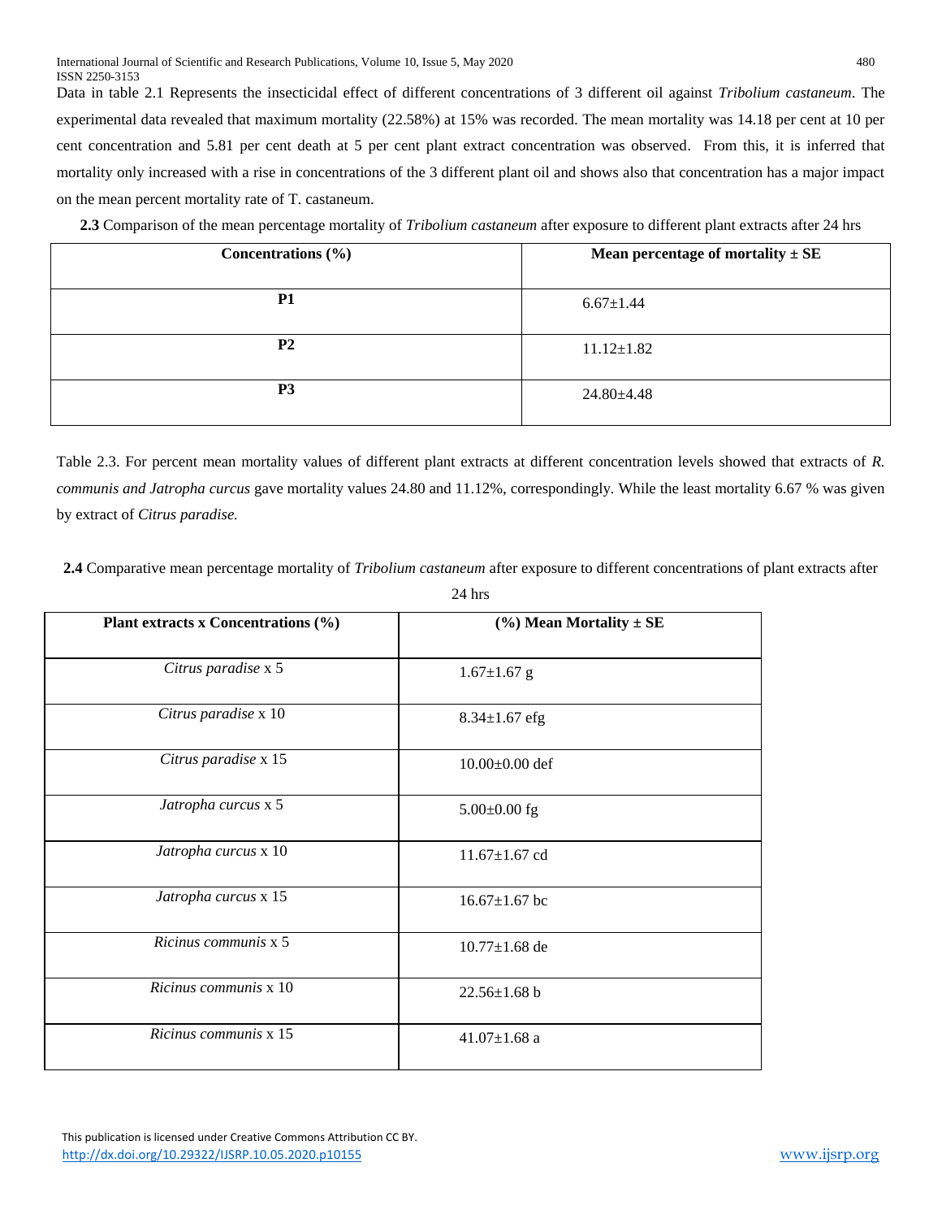Data in table 2.1 Represents the insecticidal effect of different concentrations of 3 different oil against *Tribolium castaneum*. The experimental data revealed that maximum mortality (22.58%) at 15% was recorded. The mean mortality was 14.18 per cent at 10 per cent concentration and 5.81 per cent death at 5 per cent plant extract concentration was observed. From this, it is inferred that mortality only increased with a rise in concentrations of the 3 different plant oil and shows also that concentration has a major impact on the mean percent mortality rate of T. castaneum.

**2.3** Comparison of the mean percentage mortality of *Tribolium castaneum* after exposure to different plant extracts after 24 hrs

| **Concentrations (%)** | **Mean percentage of mortality ± SE** |
|---|---|
| **P1** | 6.67±1.44 |
| **P2** | 11.12±1.82 |
| **P3** | 24.80±4.48 |

Table 2.3. For percent mean mortality values of different plant extracts at different concentration levels showed that extracts of *R. communis and Jatropha curcus* gave mortality values 24.80 and 11.12%, correspondingly. While the least mortality 6.67 % was given by extract of *Citrus paradise.*

**2.4** Comparative mean percentage mortality of *Tribolium castaneum* after exposure to different concentrations of plant extracts after 24 hrs

| **Plant extracts x Concentrations (%)** | **(%) Mean Mortality ± SE** |
|---|---|
| *Citrus paradise* x 5 | 1.67±1.67 g |
| *Citrus paradise* x 10 | 8.34±1.67 efg |
| *Citrus paradise* x 15 | 10.00±0.00 def |
| *Jatropha curcus* x 5 | 5.00±0.00 fg |
| *Jatropha curcus* x 10 | 11.67±1.67 cd |
| *Jatropha curcus* x 15 | 16.67±1.67 bc |
| *Ricinus communis* x 5 | 10.77±1.68 de |
| *Ricinus communis* x 10 | 22.56±1.68 b |
| *Ricinus communis* x 15 | 41.07±1.68 a |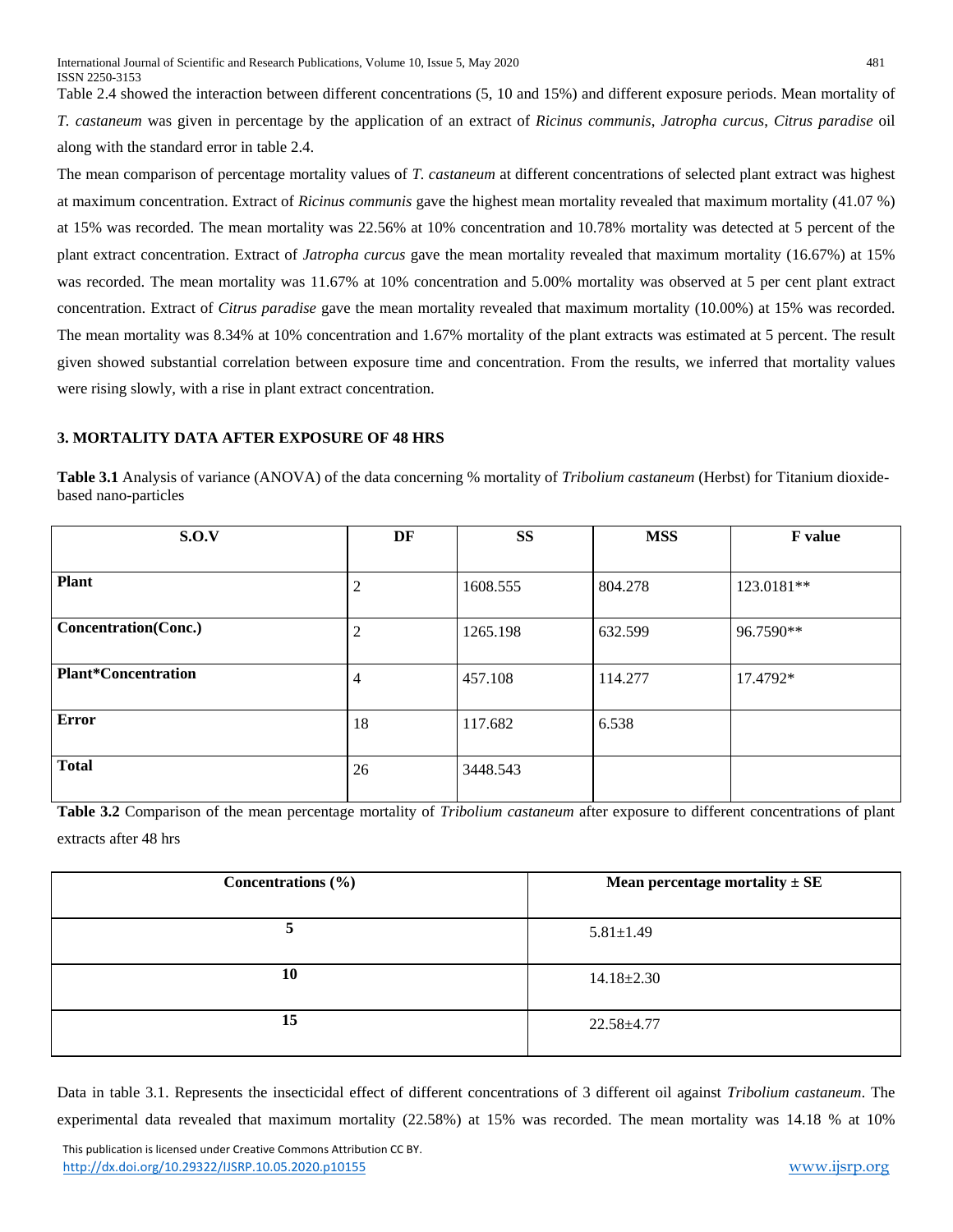Table 2.4 showed the interaction between different concentrations (5, 10 and 15%) and different exposure periods. Mean mortality of *T. castaneum* was given in percentage by the application of an extract of *Ricinus communis*, *Jatropha curcus*, *Citrus paradise* oil along with the standard error in table 2.4.

The mean comparison of percentage mortality values of *T. castaneum* at different concentrations of selected plant extract was highest at maximum concentration. Extract of *Ricinus communis* gave the highest mean mortality revealed that maximum mortality (41.07 %) at 15% was recorded. The mean mortality was 22.56% at 10% concentration and 10.78% mortality was detected at 5 percent of the plant extract concentration. Extract of *Jatropha curcus* gave the mean mortality revealed that maximum mortality (16.67%) at 15% was recorded. The mean mortality was 11.67% at 10% concentration and 5.00% mortality was observed at 5 per cent plant extract concentration. Extract of *Citrus paradise* gave the mean mortality revealed that maximum mortality (10.00%) at 15% was recorded. The mean mortality was 8.34% at 10% concentration and 1.67% mortality of the plant extracts was estimated at 5 percent. The result given showed substantial correlation between exposure time and concentration. From the results, we inferred that mortality values were rising slowly, with a rise in plant extract concentration.

## 3. MORTALITY DATA AFTER EXPOSURE OF 48 HRS

**Table 3.1** Analysis of variance (ANOVA) of the data concerning % mortality of *Tribolium castaneum* (Herbst) for Titanium dioxide-based nano-particles

| S.O.V | DF | SS | MSS | F value |
|---|---|---|---|---|
| **Plant** | 2 | 1608.555 | 804.278 | 123.0181** |
| **Concentration(Conc.)** | 2 | 1265.198 | 632.599 | 96.7590** |
| **Plant*Concentration** | 4 | 457.108 | 114.277 | 17.4792* |
| **Error** | 18 | 117.682 | 6.538 | |
| **Total** | 26 | 3448.543 | | |

**Table 3.2** Comparison of the mean percentage mortality of *Tribolium castaneum* after exposure to different concentrations of plant extracts after 48 hrs

| Concentrations (%) | Mean percentage mortality ± SE |
|---|---|
| **5** | 5.81±1.49 |
| **10** | 14.18±2.30 |
| **15** | 22.58±4.77 |

Data in table 3.1. Represents the insecticidal effect of different concentrations of 3 different oil against *Tribolium castaneum*. The experimental data revealed that maximum mortality (22.58%) at 15% was recorded. The mean mortality was 14.18 % at 10%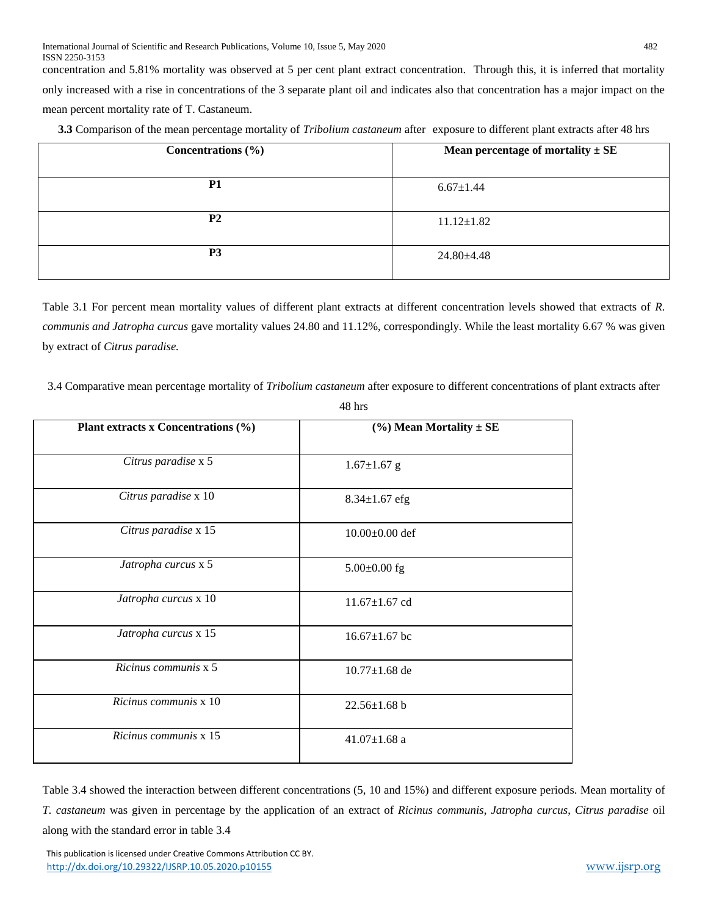concentration and 5.81% mortality was observed at 5 per cent plant extract concentration. Through this, it is inferred that mortality only increased with a rise in concentrations of the 3 separate plant oil and indicates also that concentration has a major impact on the mean percent mortality rate of T. Castaneum.

**3.3** Comparison of the mean percentage mortality of *Tribolium castaneum* after exposure to different plant extracts after 48 hrs

| **Concentrations (%)** | **Mean percentage of mortality ± SE** |
|---|---|
| **P1** | 6.67±1.44 |
| **P2** | 11.12±1.82 |
| **P3** | 24.80±4.48 |

Table 3.1 For percent mean mortality values of different plant extracts at different concentration levels showed that extracts of *R. communis and Jatropha curcus* gave mortality values 24.80 and 11.12%, correspondingly. While the least mortality 6.67 % was given by extract of *Citrus paradise.*

3.4 Comparative mean percentage mortality of *Tribolium castaneum* after exposure to different concentrations of plant extracts after 48 hrs

| **Plant extracts x Concentrations (%)** | **(%) Mean Mortality ± SE** |
|---|---|
| *Citrus paradise* x 5 | 1.67±1.67 g |
| *Citrus paradise* x 10 | 8.34±1.67 efg |
| *Citrus paradise* x 15 | 10.00±0.00 def |
| *Jatropha curcus* x 5 | 5.00±0.00 fg |
| *Jatropha curcus* x 10 | 11.67±1.67 cd |
| *Jatropha curcus* x 15 | 16.67±1.67 bc |
| *Ricinus communis* x 5 | 10.77±1.68 de |
| *Ricinus communis* x 10 | 22.56±1.68 b |
| *Ricinus communis* x 15 | 41.07±1.68 a |

Table 3.4 showed the interaction between different concentrations (5, 10 and 15%) and different exposure periods. Mean mortality of *T. castaneum* was given in percentage by the application of an extract of *Ricinus communis*, *Jatropha curcus*, *Citrus paradise* oil along with the standard error in table 3.4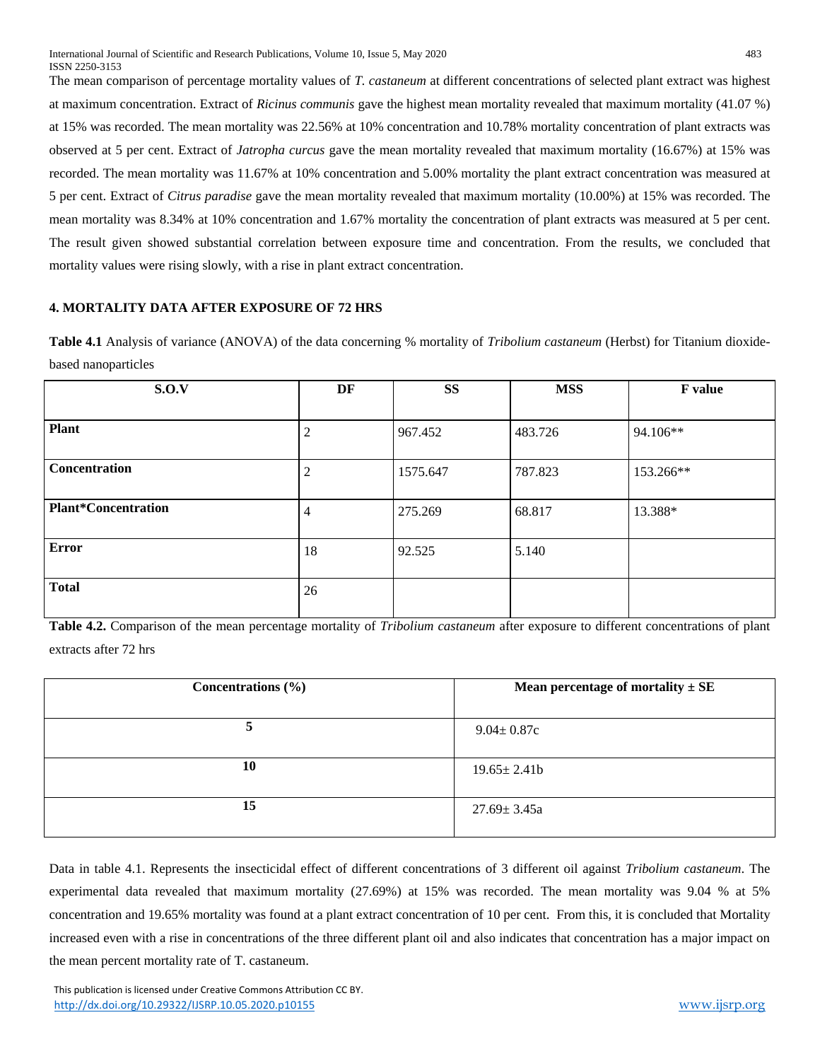The mean comparison of percentage mortality values of *T. castaneum* at different concentrations of selected plant extract was highest at maximum concentration. Extract of *Ricinus communis* gave the highest mean mortality revealed that maximum mortality (41.07 %) at 15% was recorded. The mean mortality was 22.56% at 10% concentration and 10.78% mortality concentration of plant extracts was observed at 5 per cent. Extract of *Jatropha curcus* gave the mean mortality revealed that maximum mortality (16.67%) at 15% was recorded. The mean mortality was 11.67% at 10% concentration and 5.00% mortality the plant extract concentration was measured at 5 per cent. Extract of *Citrus paradise* gave the mean mortality revealed that maximum mortality (10.00%) at 15% was recorded. The mean mortality was 8.34% at 10% concentration and 1.67% mortality the concentration of plant extracts was measured at 5 per cent. The result given showed substantial correlation between exposure time and concentration. From the results, we concluded that mortality values were rising slowly, with a rise in plant extract concentration.

#### 4. MORTALITY DATA AFTER EXPOSURE OF 72 HRS

**Table 4.1** Analysis of variance (ANOVA) of the data concerning % mortality of *Tribolium castaneum* (Herbst) for Titanium dioxide-based nanoparticles

| S.O.V | DF | SS | MSS | F value |
|---|---|---|---|---|
| **Plant** | 2 | 967.452 | 483.726 | 94.106** |
| **Concentration** | 2 | 1575.647 | 787.823 | 153.266** |
| **Plant*Concentration** | 4 | 275.269 | 68.817 | 13.388* |
| **Error** | 18 | 92.525 | 5.140 | |
| **Total** | 26 | | | |

**Table 4.2.** Comparison of the mean percentage mortality of *Tribolium castaneum* after exposure to different concentrations of plant extracts after 72 hrs

| Concentrations (%) | Mean percentage of mortality ± SE |
|---|---|
| **5** | 9.04± 0.87c |
| **10** | 19.65± 2.41b |
| **15** | 27.69± 3.45a |

Data in table 4.1. Represents the insecticidal effect of different concentrations of 3 different oil against *Tribolium castaneum*. The experimental data revealed that maximum mortality (27.69%) at 15% was recorded. The mean mortality was 9.04 % at 5% concentration and 19.65% mortality was found at a plant extract concentration of 10 per cent. From this, it is concluded that Mortality increased even with a rise in concentrations of the three different plant oil and also indicates that concentration has a major impact on the mean percent mortality rate of T. castaneum.

This publication is licensed under Creative Commons Attribution CC BY.
http://dx.doi.org/10.29322/IJSRP.10.05.2020.p10155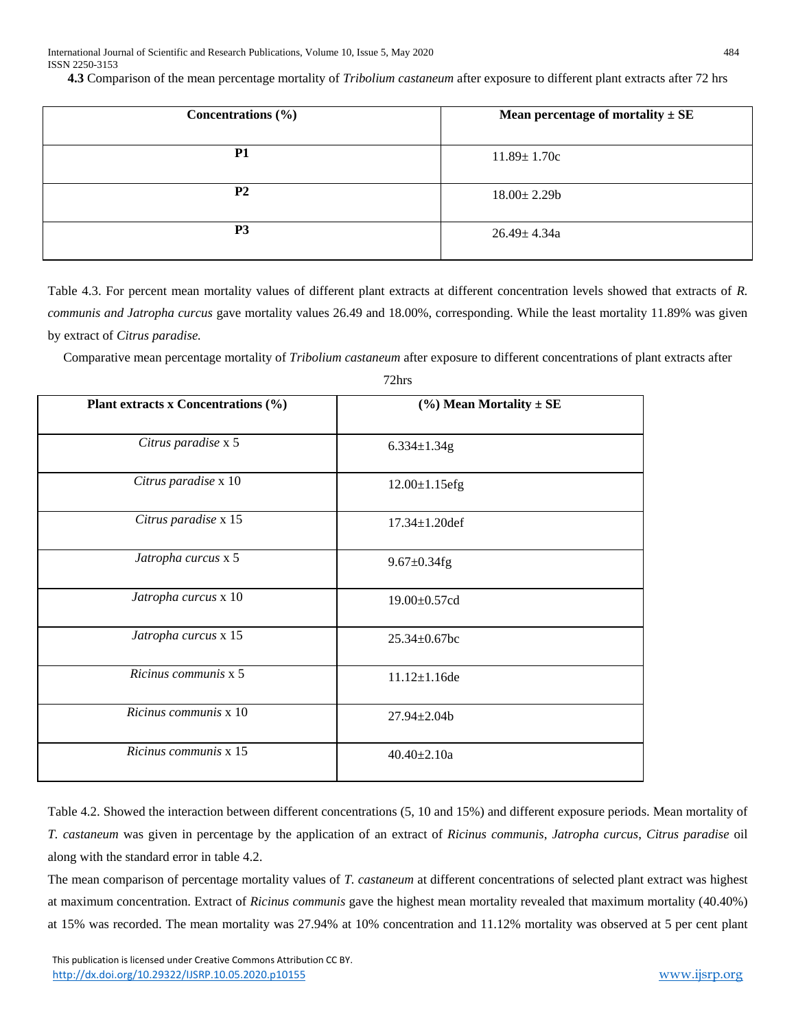**4.3** Comparison of the mean percentage mortality of *Tribolium castaneum* after exposure to different plant extracts after 72 hrs

| **Concentrations (%)** | **Mean percentage of mortality ± SE** |
|---|---|
| **P1** | 11.89± 1.70c |
| **P2** | 18.00± 2.29b |
| **P3** | 26.49± 4.34a |

Table 4.3. For percent mean mortality values of different plant extracts at different concentration levels showed that extracts of *R. communis and Jatropha curcus* gave mortality values 26.49 and 18.00%, corresponding. While the least mortality 11.89% was given by extract of *Citrus paradise.*

Comparative mean percentage mortality of *Tribolium castaneum* after exposure to different concentrations of plant extracts after 72hrs

| **Plant extracts x Concentrations (%)** | **(%) Mean Mortality ± SE** |
|---|---|
| *Citrus paradise* x 5 | 6.334±1.34g |
| *Citrus paradise* x 10 | 12.00±1.15efg |
| *Citrus paradise* x 15 | 17.34±1.20def |
| *Jatropha curcus* x 5 | 9.67±0.34fg |
| *Jatropha curcus* x 10 | 19.00±0.57cd |
| *Jatropha curcus* x 15 | 25.34±0.67bc |
| *Ricinus communis* x 5 | 11.12±1.16de |
| *Ricinus communis* x 10 | 27.94±2.04b |
| *Ricinus communis* x 15 | 40.40±2.10a |

Table 4.2. Showed the interaction between different concentrations (5, 10 and 15%) and different exposure periods. Mean mortality of *T. castaneum* was given in percentage by the application of an extract of *Ricinus communis*, *Jatropha curcus*, *Citrus paradise* oil along with the standard error in table 4.2.

The mean comparison of percentage mortality values of *T. castaneum* at different concentrations of selected plant extract was highest at maximum concentration. Extract of *Ricinus communis* gave the highest mean mortality revealed that maximum mortality (40.40%) at 15% was recorded. The mean mortality was 27.94% at 10% concentration and 11.12% mortality was observed at 5 per cent plant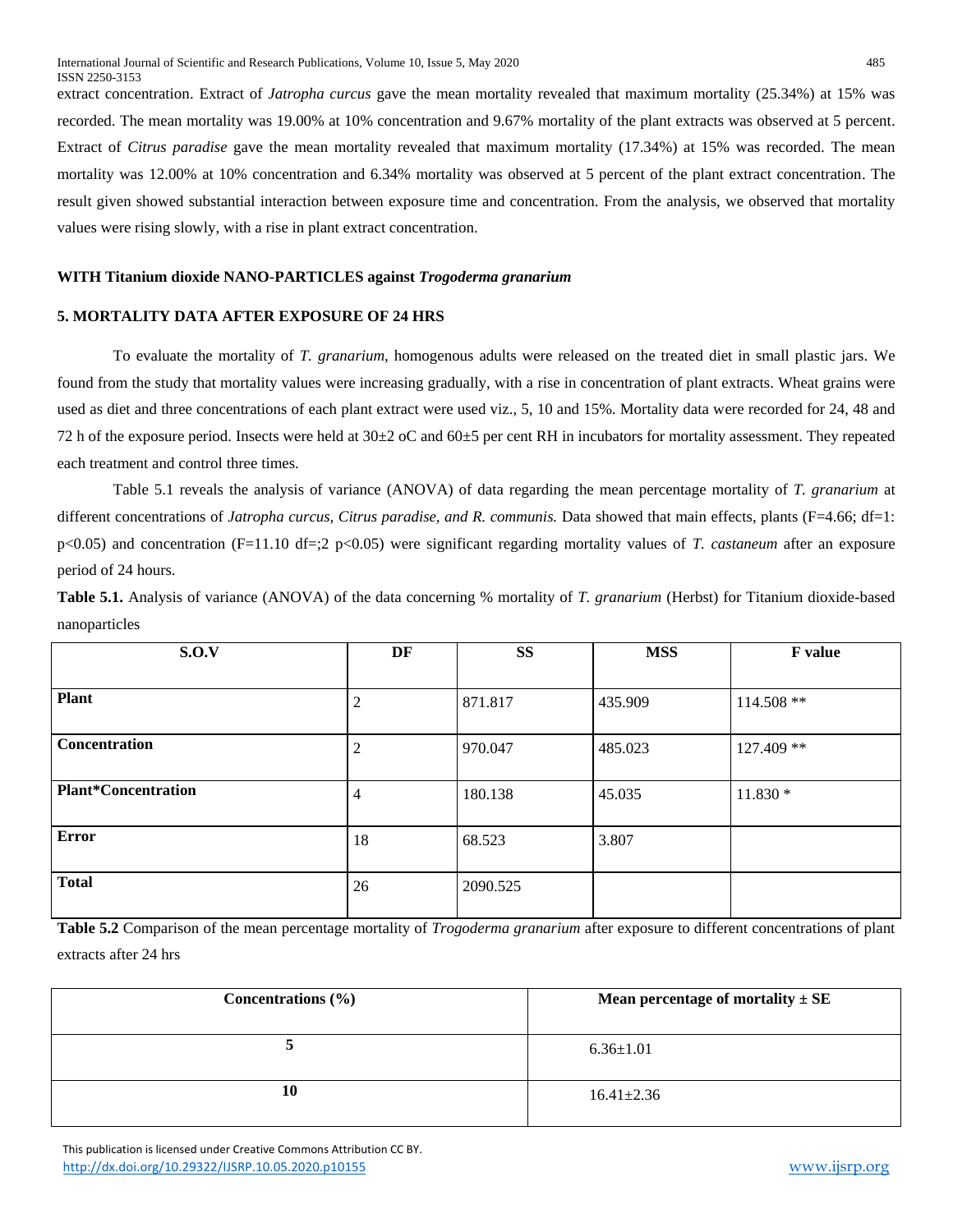extract concentration. Extract of *Jatropha curcus* gave the mean mortality revealed that maximum mortality (25.34%) at 15% was recorded. The mean mortality was 19.00% at 10% concentration and 9.67% mortality of the plant extracts was observed at 5 percent. Extract of *Citrus paradise* gave the mean mortality revealed that maximum mortality (17.34%) at 15% was recorded. The mean mortality was 12.00% at 10% concentration and 6.34% mortality was observed at 5 percent of the plant extract concentration. The result given showed substantial interaction between exposure time and concentration. From the analysis, we observed that mortality values were rising slowly, with a rise in plant extract concentration.

**WITH Titanium dioxide NANO-PARTICLES against *Trogoderma granarium***

**5. MORTALITY DATA AFTER EXPOSURE OF 24 HRS**

To evaluate the mortality of *T. granarium*, homogenous adults were released on the treated diet in small plastic jars. We found from the study that mortality values were increasing gradually, with a rise in concentration of plant extracts. Wheat grains were used as diet and three concentrations of each plant extract were used viz., 5, 10 and 15%. Mortality data were recorded for 24, 48 and 72 h of the exposure period. Insects were held at 30±2 oC and 60±5 per cent RH in incubators for mortality assessment. They repeated each treatment and control three times.

Table 5.1 reveals the analysis of variance (ANOVA) of data regarding the mean percentage mortality of *T. granarium* at different concentrations of *Jatropha curcus, Citrus paradise, and R. communis.* Data showed that main effects, plants (F=4.66; df=1: p<0.05) and concentration (F=11.10 df=;2 p<0.05) were significant regarding mortality values of *T. castaneum* after an exposure period of 24 hours.

**Table 5.1.** Analysis of variance (ANOVA) of the data concerning % mortality of *T. granarium* (Herbst) for Titanium dioxide-based nanoparticles

| S.O.V | DF | SS | MSS | F value |
|---|---|---|---|---|
| **Plant** | 2 | 871.817 | 435.909 | 114.508 ** |
| **Concentration** | 2 | 970.047 | 485.023 | 127.409 ** |
| **Plant*Concentration** | 4 | 180.138 | 45.035 | 11.830 * |
| **Error** | 18 | 68.523 | 3.807 | |
| **Total** | 26 | 2090.525 | | |

**Table 5.2** Comparison of the mean percentage mortality of *Trogoderma granarium* after exposure to different concentrations of plant extracts after 24 hrs

| Concentrations (%) | Mean percentage of mortality ± SE |
|---|---|
| **5** | 6.36±1.01 |
| **10** | 16.41±2.36 |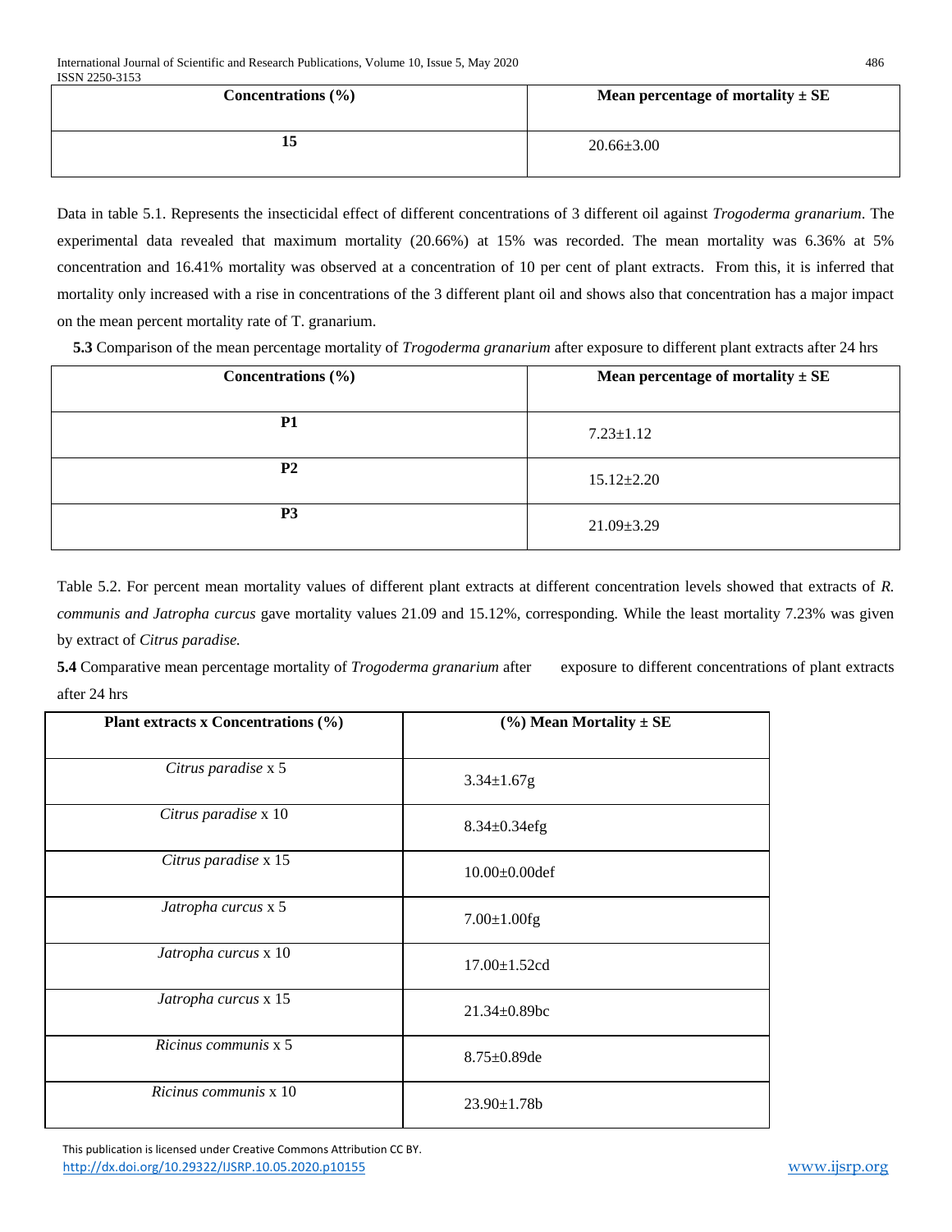| Concentrations (%) | Mean percentage of mortality ± SE |
|---|---|
| 15 | 20.66±3.00 |

Data in table 5.1. Represents the insecticidal effect of different concentrations of 3 different oil against *Trogoderma granarium*. The experimental data revealed that maximum mortality (20.66%) at 15% was recorded. The mean mortality was 6.36% at 5% concentration and 16.41% mortality was observed at a concentration of 10 per cent of plant extracts. From this, it is inferred that mortality only increased with a rise in concentrations of the 3 different plant oil and shows also that concentration has a major impact on the mean percent mortality rate of T. granarium.

**5.3** Comparison of the mean percentage mortality of *Trogoderma granarium* after exposure to different plant extracts after 24 hrs

| Concentrations (%) | Mean percentage of mortality ± SE |
|---|---|
| **P1** | 7.23±1.12 |
| **P2** | 15.12±2.20 |
| **P3** | 21.09±3.29 |

Table 5.2. For percent mean mortality values of different plant extracts at different concentration levels showed that extracts of *R. communis and Jatropha curcus* gave mortality values 21.09 and 15.12%, corresponding. While the least mortality 7.23% was given by extract of *Citrus paradise.*

**5.4** Comparative mean percentage mortality of *Trogoderma granarium* after exposure to different concentrations of plant extracts after 24 hrs

| Plant extracts x Concentrations (%) | (%) Mean Mortality ± SE |
|---|---|
| *Citrus paradise* x 5 | 3.34±1.67g |
| *Citrus paradise* x 10 | 8.34±0.34efg |
| *Citrus paradise* x 15 | 10.00±0.00def |
| *Jatropha curcus* x 5 | 7.00±1.00fg |
| *Jatropha curcus* x 10 | 17.00±1.52cd |
| *Jatropha curcus* x 15 | 21.34±0.89bc |
| *Ricinus communis* x 5 | 8.75±0.89de |
| *Ricinus communis* x 10 | 23.90±1.78b |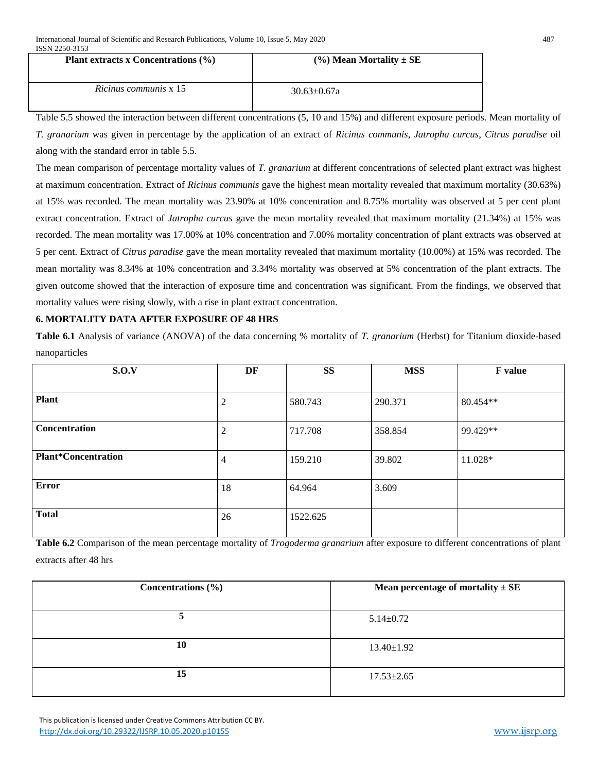| Plant extracts x Concentrations (%) | (%) Mean Mortality ± SE |
|---|---|
| *Ricinus communis* x 15 | 30.63±0.67a |

Table 5.5 showed the interaction between different concentrations (5, 10 and 15%) and different exposure periods. Mean mortality of *T. granarium* was given in percentage by the application of an extract of *Ricinus communis*, *Jatropha curcus*, *Citrus paradise* oil along with the standard error in table 5.5.

The mean comparison of percentage mortality values of *T. granarium* at different concentrations of selected plant extract was highest at maximum concentration. Extract of *Ricinus communis* gave the highest mean mortality revealed that maximum mortality (30.63%) at 15% was recorded. The mean mortality was 23.90% at 10% concentration and 8.75% mortality was observed at 5 per cent plant extract concentration. Extract of *Jatropha curcus* gave the mean mortality revealed that maximum mortality (21.34%) at 15% was recorded. The mean mortality was 17.00% at 10% concentration and 7.00% mortality concentration of plant extracts was observed at 5 per cent. Extract of *Citrus paradise* gave the mean mortality revealed that maximum mortality (10.00%) at 15% was recorded. The mean mortality was 8.34% at 10% concentration and 3.34% mortality was observed at 5% concentration of the plant extracts. The given outcome showed that the interaction of exposure time and concentration was significant. From the findings, we observed that mortality values were rising slowly, with a rise in plant extract concentration.

## 6. MORTALITY DATA AFTER EXPOSURE OF 48 HRS

**Table 6.1** Analysis of variance (ANOVA) of the data concerning % mortality of *T. granarium* (Herbst) for Titanium dioxide-based nanoparticles

| S.O.V | DF | SS | MSS | F value |
|---|---|---|---|---|
| **Plant** | 2 | 580.743 | 290.371 | 80.454** |
| **Concentration** | 2 | 717.708 | 358.854 | 99.429** |
| **Plant*Concentration** | 4 | 159.210 | 39.802 | 11.028* |
| **Error** | 18 | 64.964 | 3.609 | |
| **Total** | 26 | 1522.625 | | |

**Table 6.2** Comparison of the mean percentage mortality of *Trogoderma granarium* after exposure to different concentrations of plant extracts after 48 hrs

| Concentrations (%) | Mean percentage of mortality ± SE |
|---|---|
| **5** | 5.14±0.72 |
| **10** | 13.40±1.92 |
| **15** | 17.53±2.65 |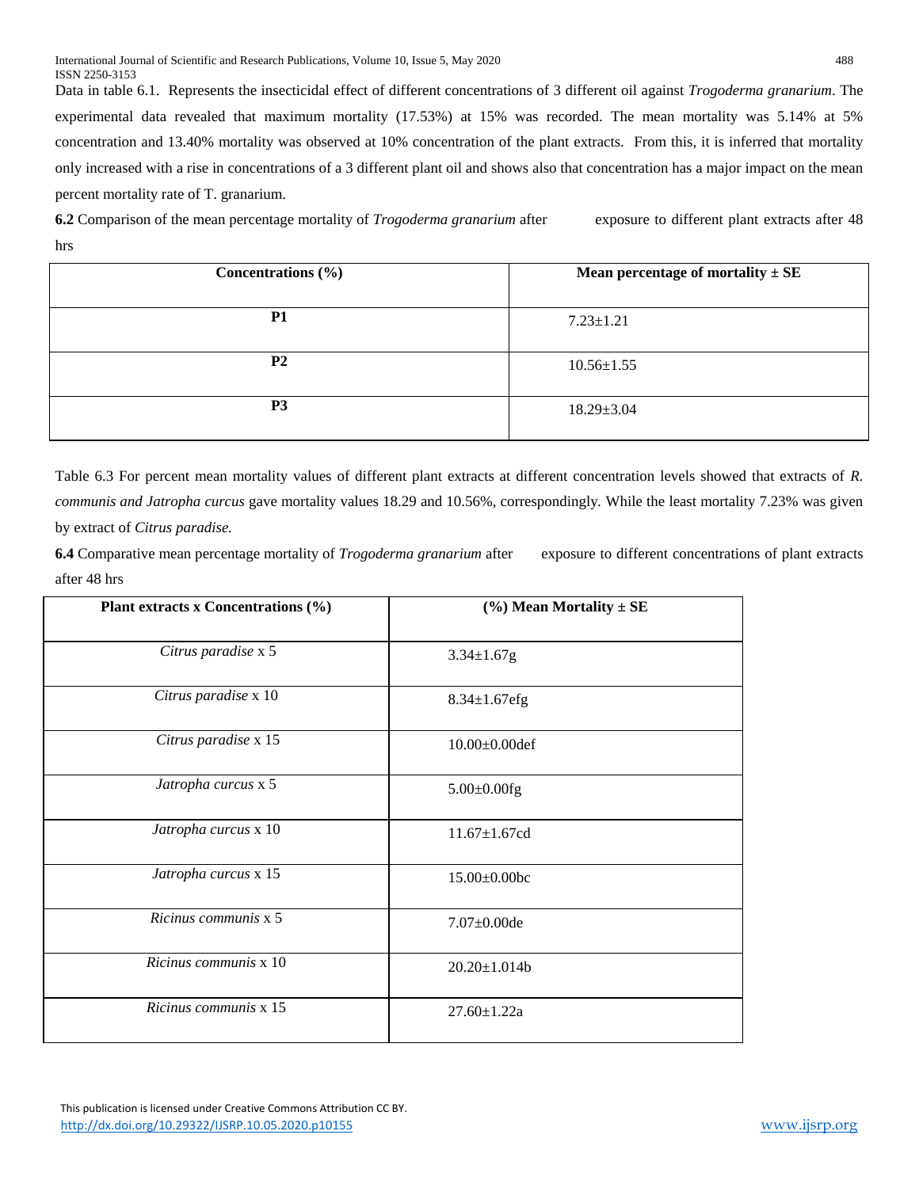Data in table 6.1. Represents the insecticidal effect of different concentrations of 3 different oil against *Trogoderma granarium*. The experimental data revealed that maximum mortality (17.53%) at 15% was recorded. The mean mortality was 5.14% at 5% concentration and 13.40% mortality was observed at 10% concentration of the plant extracts. From this, it is inferred that mortality only increased with a rise in concentrations of a 3 different plant oil and shows also that concentration has a major impact on the mean percent mortality rate of T. granarium.

**6.2** Comparison of the mean percentage mortality of *Trogoderma granarium* after exposure to different plant extracts after 48 hrs

| Concentrations (%) | Mean percentage of mortality ± SE |
|---|---|
| **P1** | 7.23±1.21 |
| **P2** | 10.56±1.55 |
| **P3** | 18.29±3.04 |

Table 6.3 For percent mean mortality values of different plant extracts at different concentration levels showed that extracts of *R. communis and Jatropha curcus* gave mortality values 18.29 and 10.56%, correspondingly. While the least mortality 7.23% was given by extract of *Citrus paradise.*

**6.4** Comparative mean percentage mortality of *Trogoderma granarium* after exposure to different concentrations of plant extracts after 48 hrs

| Plant extracts x Concentrations (%) | (%) Mean Mortality ± SE |
|---|---|
| *Citrus paradise* x 5 | 3.34±1.67g |
| *Citrus paradise* x 10 | 8.34±1.67efg |
| *Citrus paradise* x 15 | 10.00±0.00def |
| *Jatropha curcus* x 5 | 5.00±0.00fg |
| *Jatropha curcus* x 10 | 11.67±1.67cd |
| *Jatropha curcus* x 15 | 15.00±0.00bc |
| *Ricinus communis* x 5 | 7.07±0.00de |
| *Ricinus communis* x 10 | 20.20±1.014b |
| *Ricinus communis* x 15 | 27.60±1.22a |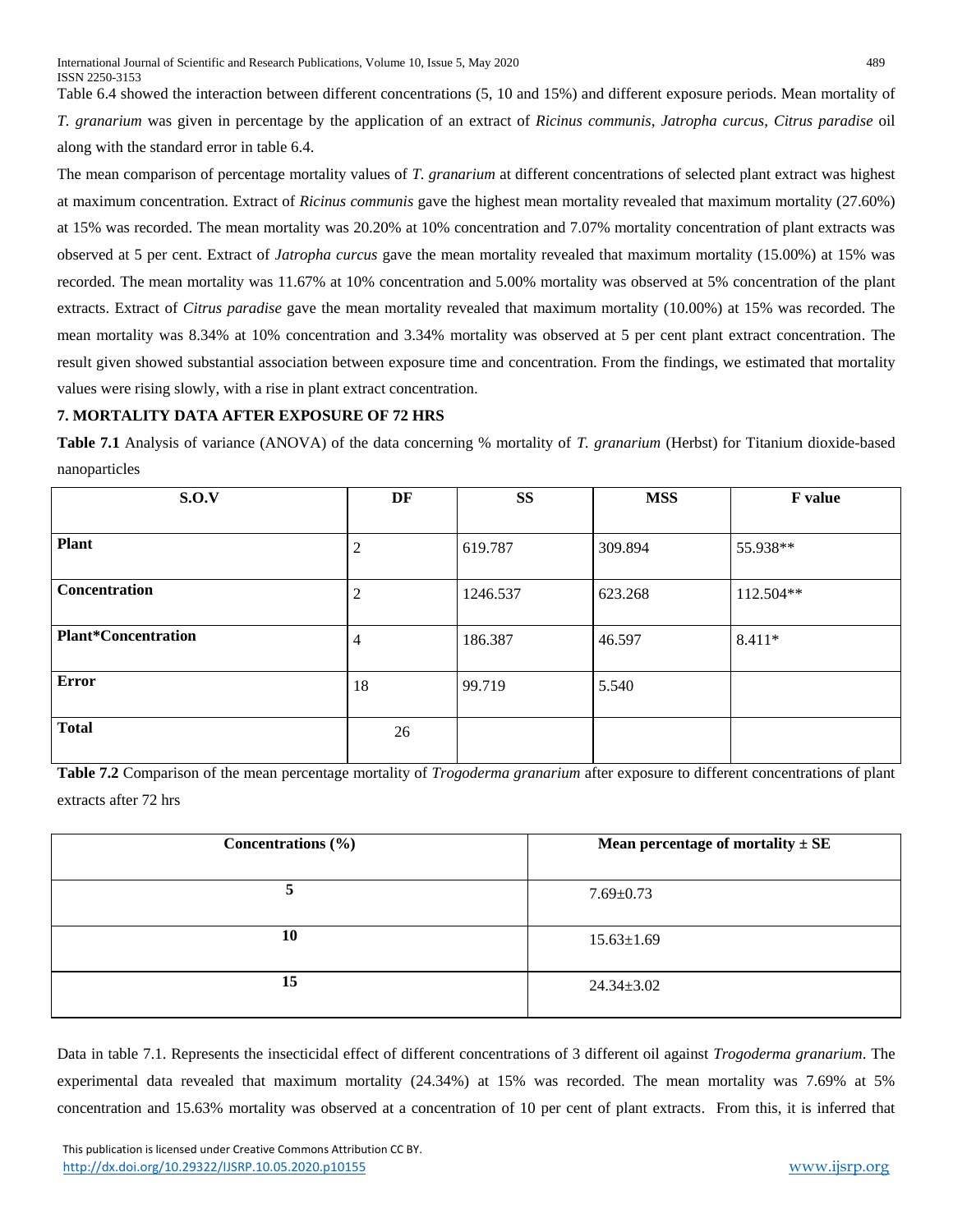Table 6.4 showed the interaction between different concentrations (5, 10 and 15%) and different exposure periods. Mean mortality of *T. granarium* was given in percentage by the application of an extract of *Ricinus communis*, *Jatropha curcus*, *Citrus paradise* oil along with the standard error in table 6.4.

The mean comparison of percentage mortality values of *T. granarium* at different concentrations of selected plant extract was highest at maximum concentration. Extract of *Ricinus communis* gave the highest mean mortality revealed that maximum mortality (27.60%) at 15% was recorded. The mean mortality was 20.20% at 10% concentration and 7.07% mortality concentration of plant extracts was observed at 5 per cent. Extract of *Jatropha curcus* gave the mean mortality revealed that maximum mortality (15.00%) at 15% was recorded. The mean mortality was 11.67% at 10% concentration and 5.00% mortality was observed at 5% concentration of the plant extracts. Extract of *Citrus paradise* gave the mean mortality revealed that maximum mortality (10.00%) at 15% was recorded. The mean mortality was 8.34% at 10% concentration and 3.34% mortality was observed at 5 per cent plant extract concentration. The result given showed substantial association between exposure time and concentration. From the findings, we estimated that mortality values were rising slowly, with a rise in plant extract concentration.

## 7. MORTALITY DATA AFTER EXPOSURE OF 72 HRS

**Table 7.1** Analysis of variance (ANOVA) of the data concerning % mortality of *T. granarium* (Herbst) for Titanium dioxide-based nanoparticles

| S.O.V | DF | SS | MSS | F value |
|---|---|---|---|---|
| **Plant** | 2 | 619.787 | 309.894 | 55.938** |
| **Concentration** | 2 | 1246.537 | 623.268 | 112.504** |
| **Plant*Concentration** | 4 | 186.387 | 46.597 | 8.411* |
| **Error** | 18 | 99.719 | 5.540 | |
| **Total** | 26 | | | |

**Table 7.2** Comparison of the mean percentage mortality of *Trogoderma granarium* after exposure to different concentrations of plant extracts after 72 hrs

| Concentrations (%) | Mean percentage of mortality ± SE |
|---|---|
| **5** | 7.69±0.73 |
| **10** | 15.63±1.69 |
| **15** | 24.34±3.02 |

Data in table 7.1. Represents the insecticidal effect of different concentrations of 3 different oil against *Trogoderma granarium*. The experimental data revealed that maximum mortality (24.34%) at 15% was recorded. The mean mortality was 7.69% at 5% concentration and 15.63% mortality was observed at a concentration of 10 per cent of plant extracts. From this, it is inferred that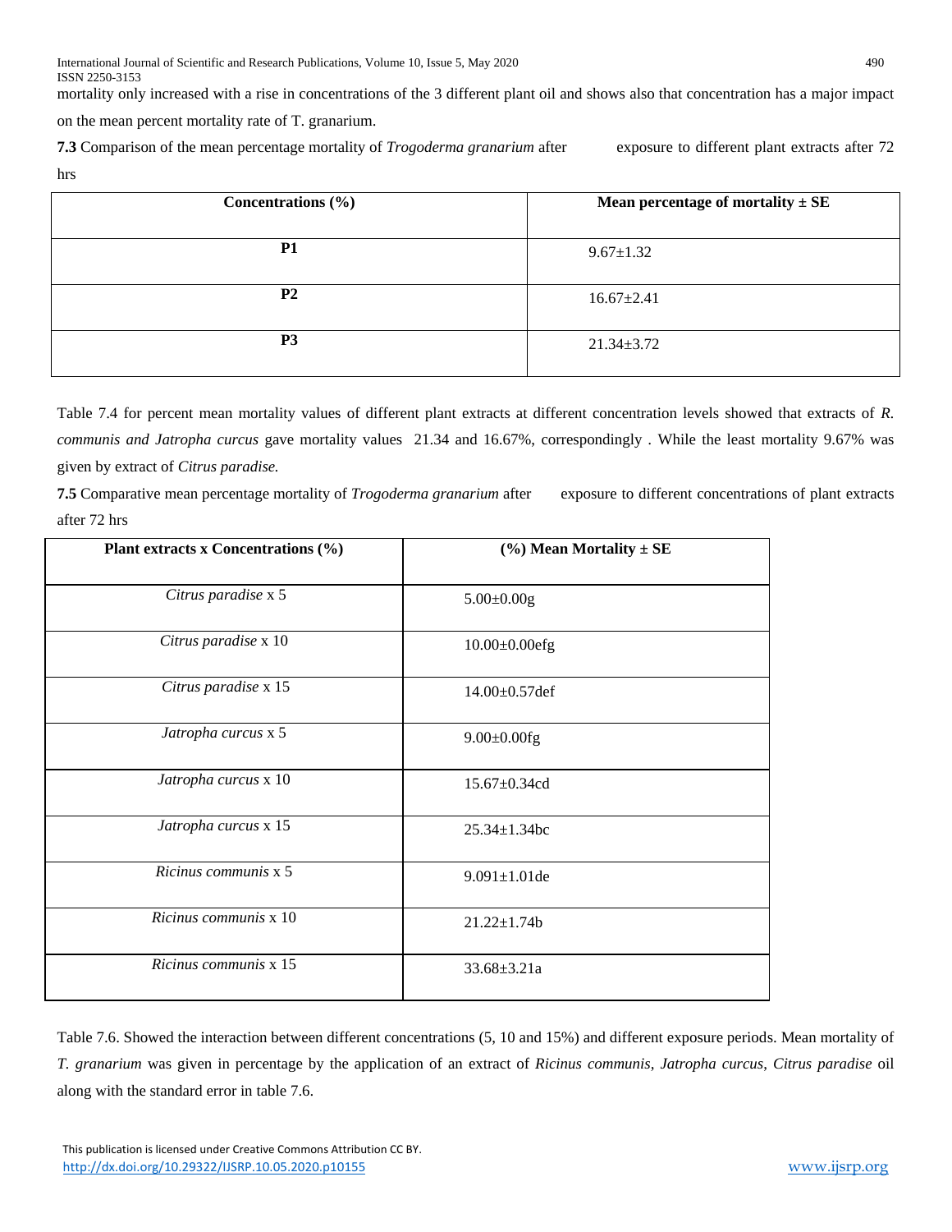mortality only increased with a rise in concentrations of the 3 different plant oil and shows also that concentration has a major impact on the mean percent mortality rate of T. granarium.

**7.3** Comparison of the mean percentage mortality of *Trogoderma granarium* after exposure to different plant extracts after 72 hrs

| Concentrations (%) | Mean percentage of mortality ± SE |
|---|---|
| **P1** | 9.67±1.32 |
| **P2** | 16.67±2.41 |
| **P3** | 21.34±3.72 |

Table 7.4 for percent mean mortality values of different plant extracts at different concentration levels showed that extracts of *R. communis and Jatropha curcus* gave mortality values 21.34 and 16.67%, correspondingly . While the least mortality 9.67% was given by extract of *Citrus paradise.*

**7.5** Comparative mean percentage mortality of *Trogoderma granarium* after exposure to different concentrations of plant extracts after 72 hrs

| Plant extracts x Concentrations (%) | (%) Mean Mortality ± SE |
|---|---|
| *Citrus paradise* x 5 | 5.00±0.00g |
| *Citrus paradise* x 10 | 10.00±0.00efg |
| *Citrus paradise* x 15 | 14.00±0.57def |
| *Jatropha curcus* x 5 | 9.00±0.00fg |
| *Jatropha curcus* x 10 | 15.67±0.34cd |
| *Jatropha curcus* x 15 | 25.34±1.34bc |
| *Ricinus communis* x 5 | 9.091±1.01de |
| *Ricinus communis* x 10 | 21.22±1.74b |
| *Ricinus communis* x 15 | 33.68±3.21a |

Table 7.6. Showed the interaction between different concentrations (5, 10 and 15%) and different exposure periods. Mean mortality of *T. granarium* was given in percentage by the application of an extract of *Ricinus communis*, *Jatropha curcus*, *Citrus paradise* oil along with the standard error in table 7.6.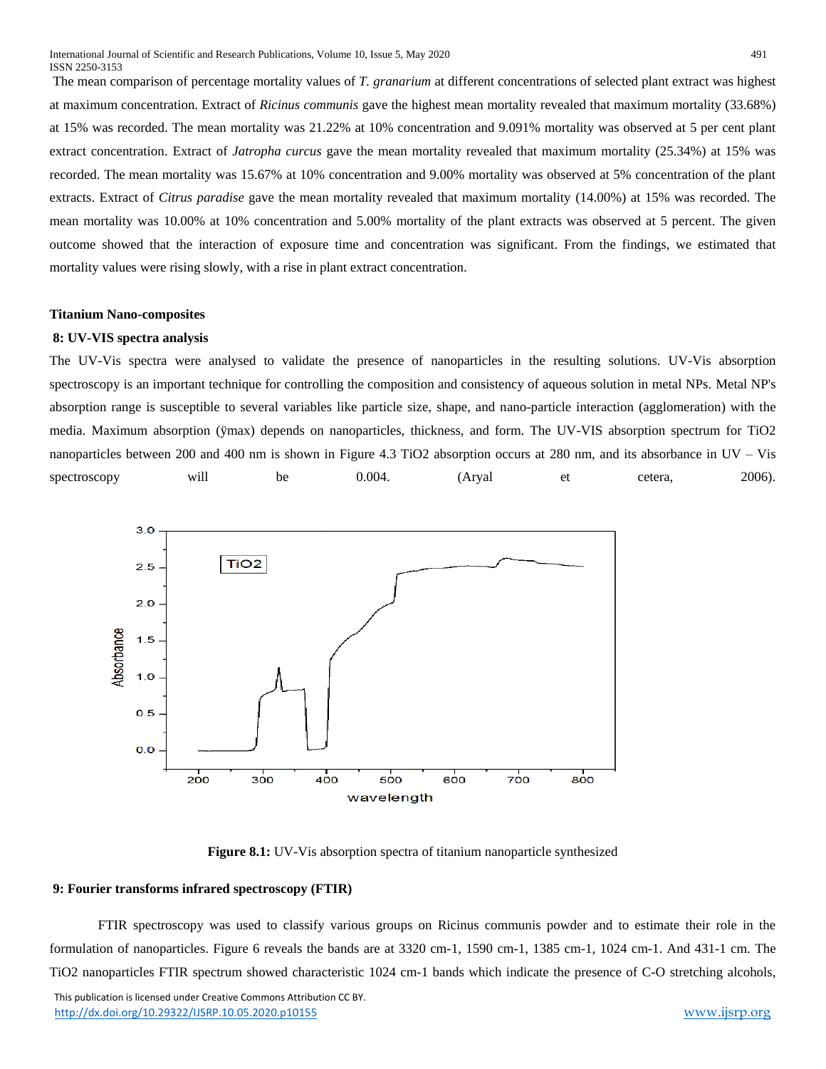The mean comparison of percentage mortality values of *T. granarium* at different concentrations of selected plant extract was highest at maximum concentration. Extract of *Ricinus communis* gave the highest mean mortality revealed that maximum mortality (33.68%) at 15% was recorded. The mean mortality was 21.22% at 10% concentration and 9.091% mortality was observed at 5 per cent plant extract concentration. Extract of *Jatropha curcus* gave the mean mortality revealed that maximum mortality (25.34%) at 15% was recorded. The mean mortality was 15.67% at 10% concentration and 9.00% mortality was observed at 5% concentration of the plant extracts. Extract of *Citrus paradise* gave the mean mortality revealed that maximum mortality (14.00%) at 15% was recorded. The mean mortality was 10.00% at 10% concentration and 5.00% mortality of the plant extracts was observed at 5 percent. The given outcome showed that the interaction of exposure time and concentration was significant. From the findings, we estimated that mortality values were rising slowly, with a rise in plant extract concentration.

**Titanium Nano-composites**

**8: UV-VIS spectra analysis**

The UV-Vis spectra were analysed to validate the presence of nanoparticles in the resulting solutions. UV-Vis absorption spectroscopy is an important technique for controlling the composition and consistency of aqueous solution in metal NPs. Metal NP's absorption range is susceptible to several variables like particle size, shape, and nano-particle interaction (agglomeration) with the media. Maximum absorption (ÿmax) depends on nanoparticles, thickness, and form. The UV-VIS absorption spectrum for $TiO_2$ nanoparticles between 200 and 400 nm is shown in Figure 4.3 $TiO_2$ absorption occurs at 280 nm, and its absorbance in UV – Vis spectroscopy will be 0.004. (Aryal et cetera, 2006).

**Figure 8.1:** UV-Vis absorption spectra of titanium nanoparticle synthesized

**9: Fourier transforms infrared spectroscopy (FTIR)**

FTIR spectroscopy was used to classify various groups on Ricinus communis powder and to estimate their role in the formulation of nanoparticles. Figure 6 reveals the bands are at 3320 cm-1, 1590 cm-1, 1385 cm-1, 1024 cm-1. And 431-1 cm. The $TiO_2$ nanoparticles FTIR spectrum showed characteristic 1024 cm-1 bands which indicate the presence of C-O stretching alcohols,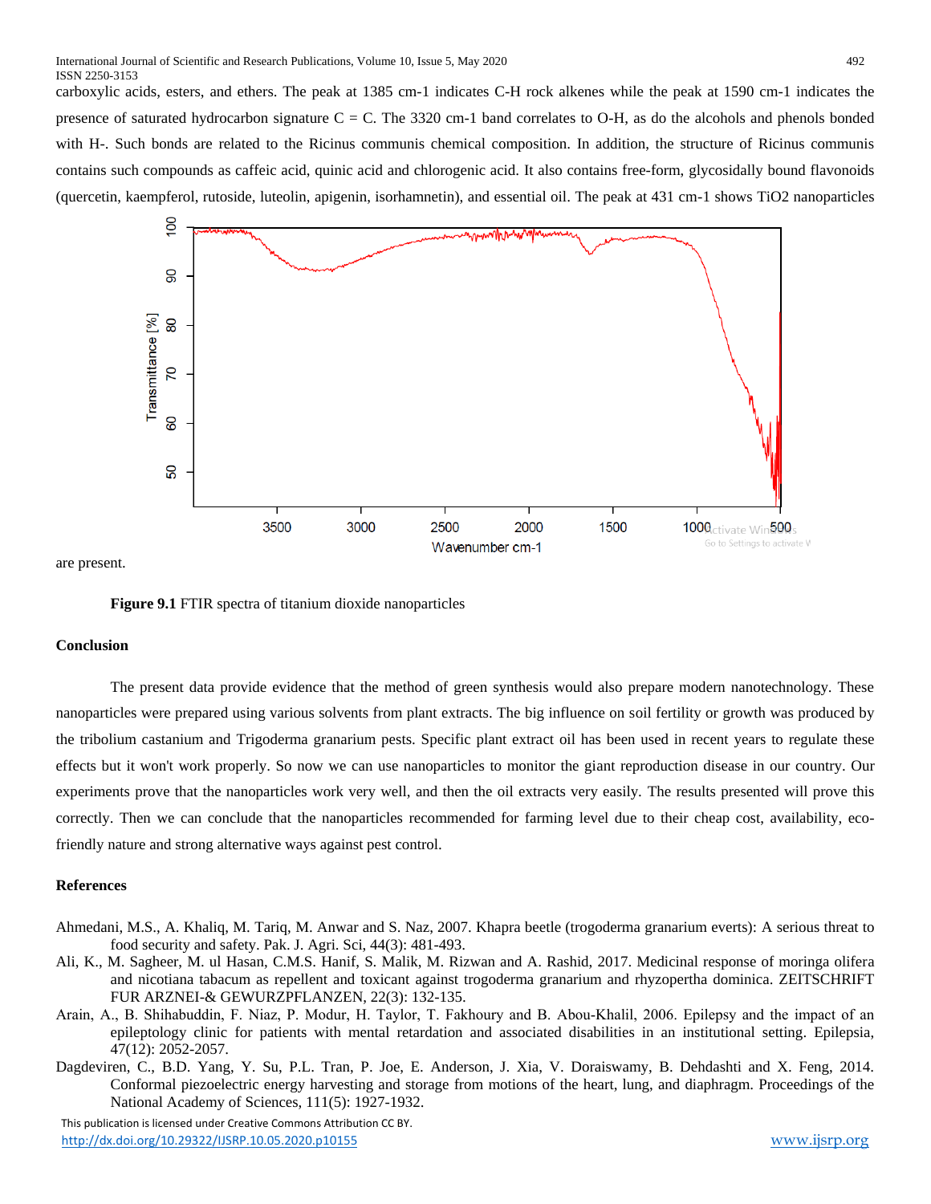carboxylic acids, esters, and ethers. The peak at 1385 cm-1 indicates C-H rock alkenes while the peak at 1590 cm-1 indicates the presence of saturated hydrocarbon signature C = C. The 3320 cm-1 band correlates to O-H, as do the alcohols and phenols bonded with H-. Such bonds are related to the Ricinus communis chemical composition. In addition, the structure of Ricinus communis contains such compounds as caffeic acid, quinic acid and chlorogenic acid. It also contains free-form, glycosidally bound flavonoids (quercetin, kaempferol, rutoside, luteolin, apigenin, isorhamnetin), and essential oil. The peak at 431 cm-1 shows $TiO_2$ nanoparticles are present.

**Figure 9.1** FTIR spectra of titanium dioxide nanoparticles

## Conclusion

The present data provide evidence that the method of green synthesis would also prepare modern nanotechnology. These nanoparticles were prepared using various solvents from plant extracts. The big influence on soil fertility or growth was produced by the tribolium castanium and Trigoderma granarium pests. Specific plant extract oil has been used in recent years to regulate these effects but it won't work properly. So now we can use nanoparticles to monitor the giant reproduction disease in our country. Our experiments prove that the nanoparticles work very well, and then the oil extracts very easily. The results presented will prove this correctly. Then we can conclude that the nanoparticles recommended for farming level due to their cheap cost, availability, eco-friendly nature and strong alternative ways against pest control.

## References

Ahmedani, M.S., A. Khaliq, M. Tariq, M. Anwar and S. Naz, 2007. Khapra beetle (trogoderma granarium everts): A serious threat to food security and safety. Pak. J. Agri. Sci, 44(3): 481-493.

Ali, K., M. Sagheer, M. ul Hasan, C.M.S. Hanif, S. Malik, M. Rizwan and A. Rashid, 2017. Medicinal response of moringa olifera and nicotiana tabacum as repellent and toxicant against trogoderma granarium and rhyzopertha dominica. ZEITSCHRIFT FUR ARZNEI-& GEWURZPFLANZEN, 22(3): 132-135.

Arain, A., B. Shihabuddin, F. Niaz, P. Modur, H. Taylor, T. Fakhoury and B. Abou-Khalil, 2006. Epilepsy and the impact of an epileptology clinic for patients with mental retardation and associated disabilities in an institutional setting. Epilepsia, 47(12): 2052-2057.

Dagdeviren, C., B.D. Yang, Y. Su, P.L. Tran, P. Joe, E. Anderson, J. Xia, V. Doraiswamy, B. Dehdashti and X. Feng, 2014. Conformal piezoelectric energy harvesting and storage from motions of the heart, lung, and diaphragm. Proceedings of the National Academy of Sciences, 111(5): 1927-1932.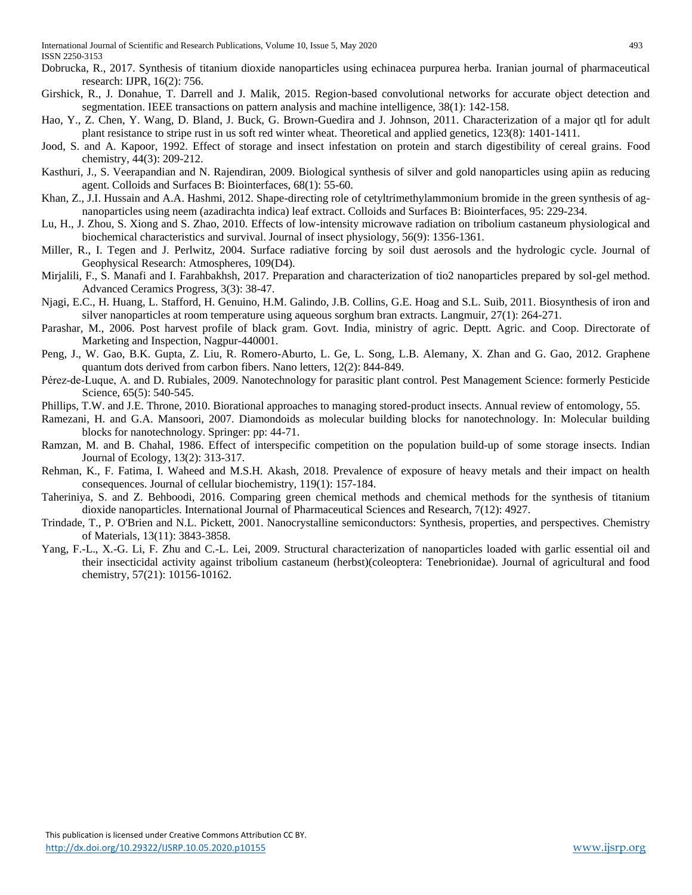Dobrucka, R., 2017. Synthesis of titanium dioxide nanoparticles using echinacea purpurea herba. Iranian journal of pharmaceutical research: IJPR, 16(2): 756.

Girshick, R., J. Donahue, T. Darrell and J. Malik, 2015. Region-based convolutional networks for accurate object detection and segmentation. IEEE transactions on pattern analysis and machine intelligence, 38(1): 142-158.

Hao, Y., Z. Chen, Y. Wang, D. Bland, J. Buck, G. Brown-Guedira and J. Johnson, 2011. Characterization of a major qtl for adult plant resistance to stripe rust in us soft red winter wheat. Theoretical and applied genetics, 123(8): 1401-1411.

Jood, S. and A. Kapoor, 1992. Effect of storage and insect infestation on protein and starch digestibility of cereal grains. Food chemistry, 44(3): 209-212.

Kasthuri, J., S. Veerapandian and N. Rajendiran, 2009. Biological synthesis of silver and gold nanoparticles using apiin as reducing agent. Colloids and Surfaces B: Biointerfaces, 68(1): 55-60.

Khan, Z., J.I. Hussain and A.A. Hashmi, 2012. Shape-directing role of cetyltrimethylammonium bromide in the green synthesis of ag-nanoparticles using neem (azadirachta indica) leaf extract. Colloids and Surfaces B: Biointerfaces, 95: 229-234.

Lu, H., J. Zhou, S. Xiong and S. Zhao, 2010. Effects of low-intensity microwave radiation on tribolium castaneum physiological and biochemical characteristics and survival. Journal of insect physiology, 56(9): 1356-1361.

Miller, R., I. Tegen and J. Perlwitz, 2004. Surface radiative forcing by soil dust aerosols and the hydrologic cycle. Journal of Geophysical Research: Atmospheres, 109(D4).

Mirjalili, F., S. Manafi and I. Farahbakhsh, 2017. Preparation and characterization of tio2 nanoparticles prepared by sol-gel method. Advanced Ceramics Progress, 3(3): 38-47.

Njagi, E.C., H. Huang, L. Stafford, H. Genuino, H.M. Galindo, J.B. Collins, G.E. Hoag and S.L. Suib, 2011. Biosynthesis of iron and silver nanoparticles at room temperature using aqueous sorghum bran extracts. Langmuir, 27(1): 264-271.

Parashar, M., 2006. Post harvest profile of black gram. Govt. India, ministry of agric. Deptt. Agric. and Coop. Directorate of Marketing and Inspection, Nagpur-440001.

Peng, J., W. Gao, B.K. Gupta, Z. Liu, R. Romero-Aburto, L. Ge, L. Song, L.B. Alemany, X. Zhan and G. Gao, 2012. Graphene quantum dots derived from carbon fibers. Nano letters, 12(2): 844-849.

Pérez-de-Luque, A. and D. Rubiales, 2009. Nanotechnology for parasitic plant control. Pest Management Science: formerly Pesticide Science, 65(5): 540-545.

Phillips, T.W. and J.E. Throne, 2010. Biorational approaches to managing stored-product insects. Annual review of entomology, 55.

Ramezani, H. and G.A. Mansoori, 2007. Diamondoids as molecular building blocks for nanotechnology. In: Molecular building blocks for nanotechnology. Springer: pp: 44-71.

Ramzan, M. and B. Chahal, 1986. Effect of interspecific competition on the population build-up of some storage insects. Indian Journal of Ecology, 13(2): 313-317.

Rehman, K., F. Fatima, I. Waheed and M.S.H. Akash, 2018. Prevalence of exposure of heavy metals and their impact on health consequences. Journal of cellular biochemistry, 119(1): 157-184.

Taheriniya, S. and Z. Behboodi, 2016. Comparing green chemical methods and chemical methods for the synthesis of titanium dioxide nanoparticles. International Journal of Pharmaceutical Sciences and Research, 7(12): 4927.

Trindade, T., P. O'Brien and N.L. Pickett, 2001. Nanocrystalline semiconductors: Synthesis, properties, and perspectives. Chemistry of Materials, 13(11): 3843-3858.

Yang, F.-L., X.-G. Li, F. Zhu and C.-L. Lei, 2009. Structural characterization of nanoparticles loaded with garlic essential oil and their insecticidal activity against tribolium castaneum (herbst)(coleoptera: Tenebrionidae). Journal of agricultural and food chemistry, 57(21): 10156-10162.